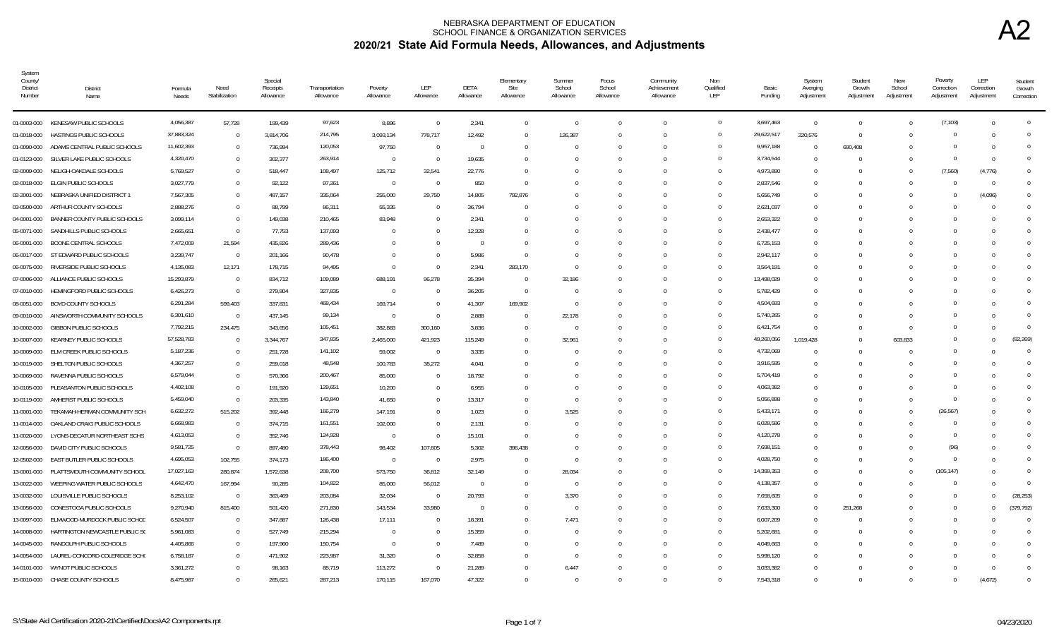NEBRASKA DEPARTMENT OF EDUCATION
SCHOOL FINANCE & ORGANIZATION SERVICES

# 2020/21 State Aid Formula Needs, Allowances, and Adjustments

A2

| System County/ District Number | District Name | Formula Needs | Need Stabilization | Special Receipts Allowance | Transportation Allowance | Poverty Allowance | LEP Allowance | DETA Allowance | Elementary Site Allowance | Summer School Allowance | Focus School Allowance | Community Achievement Allowance | Non Qualified LEP | Basic Funding | System Averging Adjustment | Student Growth Adjustment | New School Adjustment | Poverty Correction Adjustment | LEP Correction Adjustment | Student Growth Correction |
|---|---|---|---|---|---|---|---|---|---|---|---|---|---|---|---|---|---|---|---|---|
| 01-0003-000 | KENESAW PUBLIC SCHOOLS | 4,056,387 | 57,728 | 199,439 | 97,623 | 8,896 | 0 | 2,341 | 0 | 0 | 0 | 0 | 0 | 3,697,463 | 0 | 0 | 0 | (7,103) | 0 | 0 |
| 01-0018-000 | HASTINGS PUBLIC SCHOOLS | 37,883,324 | 0 | 3,814,706 | 214,795 | 3,093,134 | 778,717 | 12,492 | 0 | 126,387 | 0 | 0 | 0 | 29,622,517 | 220,576 | 0 | 0 | 0 | 0 | 0 |
| 01-0090-000 | ADAMS CENTRAL PUBLIC SCHOOLS | 11,602,393 | 0 | 736,994 | 120,053 | 97,750 | 0 | 0 | 0 | 0 | 0 | 0 | 0 | 9,957,188 | 0 | 690,408 | 0 | 0 | 0 | 0 |
| 01-0123-000 | SILVER LAKE PUBLIC SCHOOLS | 4,320,470 | 0 | 302,377 | 263,914 | 0 | 0 | 19,635 | 0 | 0 | 0 | 0 | 0 | 3,734,544 | 0 | 0 | 0 | 0 | 0 | 0 |
| 02-0009-000 | NELIGH-OAKDALE SCHOOLS | 5,769,527 | 0 | 518,447 | 108,497 | 125,712 | 32,541 | 22,776 | 0 | 0 | 0 | 0 | 0 | 4,973,890 | 0 | 0 | 0 | (7,560) | (4,776) | 0 |
| 02-0018-000 | ELGIN PUBLIC SCHOOLS | 3,027,779 | 0 | 92,122 | 97,261 | 0 | 0 | 850 | 0 | 0 | 0 | 0 | 0 | 2,837,546 | 0 | 0 | 0 | 0 | 0 | 0 |
| 02-2001-000 | NEBRASKA UNIFIED DISTRICT 1 | 7,567,305 | 0 | 487,157 | 335,064 | 255,000 | 29,750 | 14,805 | 792,876 | 0 | 0 | 0 | 0 | 5,656,749 | 0 | 0 | 0 | 0 | (4,096) | 0 |
| 03-0500-000 | ARTHUR COUNTY SCHOOLS | 2,888,276 | 0 | 88,799 | 86,311 | 55,335 | 0 | 36,794 | 0 | 0 | 0 | 0 | 0 | 2,621,037 | 0 | 0 | 0 | 0 | 0 | 0 |
| 04-0001-000 | BANNER COUNTY PUBLIC SCHOOLS | 3,099,114 | 0 | 149,038 | 210,465 | 83,948 | 0 | 2,341 | 0 | 0 | 0 | 0 | 0 | 2,653,322 | 0 | 0 | 0 | 0 | 0 | 0 |
| 05-0071-000 | SANDHILLS PUBLIC SCHOOLS | 2,665,651 | 0 | 77,753 | 137,093 | 0 | 0 | 12,328 | 0 | 0 | 0 | 0 | 0 | 2,438,477 | 0 | 0 | 0 | 0 | 0 | 0 |
| 06-0001-000 | BOONE CENTRAL SCHOOLS | 7,472,009 | 21,594 | 435,826 | 289,436 | 0 | 0 | 0 | 0 | 0 | 0 | 0 | 0 | 6,725,153 | 0 | 0 | 0 | 0 | 0 | 0 |
| 06-0017-000 | ST EDWARD PUBLIC SCHOOLS | 3,239,747 | 0 | 201,166 | 90,478 | 0 | 0 | 5,986 | 0 | 0 | 0 | 0 | 0 | 2,942,117 | 0 | 0 | 0 | 0 | 0 | 0 |
| 06-0075-000 | RIVERSIDE PUBLIC SCHOOLS | 4,135,083 | 12,171 | 178,715 | 94,495 | 0 | 0 | 2,341 | 283,170 | 0 | 0 | 0 | 0 | 3,564,191 | 0 | 0 | 0 | 0 | 0 | 0 |
| 07-0006-000 | ALLIANCE PUBLIC SCHOOLS | 15,293,879 | 0 | 834,712 | 109,089 | 688,191 | 96,278 | 35,394 | 0 | 32,186 | 0 | 0 | 0 | 13,498,029 | 0 | 0 | 0 | 0 | 0 | 0 |
| 07-0010-000 | HEMINGFORD PUBLIC SCHOOLS | 6,426,273 | 0 | 279,804 | 327,835 | 0 | 0 | 36,205 | 0 | 0 | 0 | 0 | 0 | 5,782,429 | 0 | 0 | 0 | 0 | 0 | 0 |
| 08-0051-000 | BOYD COUNTY SCHOOLS | 6,291,284 | 599,403 | 337,831 | 468,434 | 169,714 | 0 | 41,307 | 169,902 | 0 | 0 | 0 | 0 | 4,504,693 | 0 | 0 | 0 | 0 | 0 | 0 |
| 09-0010-000 | AINSWORTH COMMUNITY SCHOOLS | 6,301,610 | 0 | 437,145 | 99,134 | 0 | 0 | 2,888 | 0 | 22,178 | 0 | 0 | 0 | 5,740,265 | 0 | 0 | 0 | 0 | 0 | 0 |
| 10-0002-000 | GIBBON PUBLIC SCHOOLS | 7,792,215 | 234,475 | 343,656 | 105,451 | 382,883 | 300,160 | 3,836 | 0 | 0 | 0 | 0 | 0 | 6,421,754 | 0 | 0 | 0 | 0 | 0 | 0 |
| 10-0007-000 | KEARNEY PUBLIC SCHOOLS | 57,528,783 | 0 | 3,344,767 | 347,835 | 2,465,000 | 421,923 | 115,249 | 0 | 32,961 | 0 | 0 | 0 | 49,260,056 | 1,019,428 | 0 | 603,833 | 0 | 0 | (82,269) |
| 10-0009-000 | ELM CREEK PUBLIC SCHOOLS | 5,187,236 | 0 | 251,728 | 141,102 | 59,002 | 0 | 3,335 | 0 | 0 | 0 | 0 | 0 | 4,732,069 | 0 | 0 | 0 | 0 | 0 | 0 |
| 10-0019-000 | SHELTON PUBLIC SCHOOLS | 4,367,257 | 0 | 259,018 | 48,548 | 100,783 | 38,272 | 4,041 | 0 | 0 | 0 | 0 | 0 | 3,916,595 | 0 | 0 | 0 | 0 | 0 | 0 |
| 10-0069-000 | RAVENNA PUBLIC SCHOOLS | 6,579,044 | 0 | 570,366 | 200,467 | 85,000 | 0 | 18,792 | 0 | 0 | 0 | 0 | 0 | 5,704,419 | 0 | 0 | 0 | 0 | 0 | 0 |
| 10-0105-000 | PLEASANTON PUBLIC SCHOOLS | 4,402,108 | 0 | 191,920 | 129,651 | 10,200 | 0 | 6,955 | 0 | 0 | 0 | 0 | 0 | 4,063,382 | 0 | 0 | 0 | 0 | 0 | 0 |
| 10-0119-000 | AMHERST PUBLIC SCHOOLS | 5,459,040 | 0 | 203,335 | 143,840 | 41,650 | 0 | 13,317 | 0 | 0 | 0 | 0 | 0 | 5,056,898 | 0 | 0 | 0 | 0 | 0 | 0 |
| 11-0001-000 | TEKAMAH-HERMAN COMMUNITY SCH | 6,632,272 | 515,202 | 392,448 | 166,279 | 147,191 | 0 | 1,023 | 0 | 3,525 | 0 | 0 | 0 | 5,433,171 | 0 | 0 | 0 | (26,567) | 0 | 0 |
| 11-0014-000 | OAKLAND CRAIG PUBLIC SCHOOLS | 6,668,983 | 0 | 374,715 | 161,551 | 102,000 | 0 | 2,131 | 0 | 0 | 0 | 0 | 0 | 6,028,586 | 0 | 0 | 0 | 0 | 0 | 0 |
| 11-0020-000 | LYONS-DECATUR NORTHEAST SCHS | 4,613,053 | 0 | 352,746 | 124,928 | 0 | 0 | 15,101 | 0 | 0 | 0 | 0 | 0 | 4,120,278 | 0 | 0 | 0 | 0 | 0 | 0 |
| 12-0056-000 | DAVID CITY PUBLIC SCHOOLS | 9,581,725 | 0 | 897,480 | 378,443 | 98,402 | 107,605 | 5,302 | 396,438 | 0 | 0 | 0 | 0 | 7,698,151 | 0 | 0 | 0 | (96) | 0 | 0 |
| 12-0502-000 | EAST BUTLER PUBLIC SCHOOLS | 4,695,053 | 102,755 | 374,173 | 186,400 | 0 | 0 | 2,975 | 0 | 0 | 0 | 0 | 0 | 4,028,750 | 0 | 0 | 0 | 0 | 0 | 0 |
| 13-0001-000 | PLATTSMOUTH COMMUNITY SCHOOL | 17,027,163 | 280,874 | 1,572,638 | 208,700 | 573,750 | 36,812 | 32,149 | 0 | 28,034 | 0 | 0 | 0 | 14,399,353 | 0 | 0 | 0 | (105,147) | 0 | 0 |
| 13-0022-000 | WEEPING WATER PUBLIC SCHOOLS | 4,642,470 | 167,994 | 90,285 | 104,822 | 85,000 | 56,012 | 0 | 0 | 0 | 0 | 0 | 0 | 4,138,357 | 0 | 0 | 0 | 0 | 0 | 0 |
| 13-0032-000 | LOUISVILLE PUBLIC SCHOOLS | 8,253,102 | 0 | 363,469 | 203,084 | 32,034 | 0 | 20,793 | 0 | 3,370 | 0 | 0 | 0 | 7,658,605 | 0 | 0 | 0 | 0 | 0 | (28,253) |
| 13-0056-000 | CONESTOGA PUBLIC SCHOOLS | 9,270,940 | 815,400 | 501,420 | 271,830 | 143,534 | 33,980 | 0 | 0 | 0 | 0 | 0 | 0 | 7,633,300 | 0 | 251,268 | 0 | 0 | 0 | (379,792) |
| 13-0097-000 | ELMWOOD-MURDOCK PUBLIC SCHOO | 6,524,507 | 0 | 347,887 | 126,438 | 17,111 | 0 | 18,391 | 0 | 7,471 | 0 | 0 | 0 | 6,007,209 | 0 | 0 | 0 | 0 | 0 | 0 |
| 14-0008-000 | HARTINGTON NEWCASTLE PUBLIC SC | 5,961,083 | 0 | 527,749 | 215,294 | 0 | 0 | 15,359 | 0 | 0 | 0 | 0 | 0 | 5,202,681 | 0 | 0 | 0 | 0 | 0 | 0 |
| 14-0045-000 | RANDOLPH PUBLIC SCHOOLS | 4,405,866 | 0 | 197,960 | 150,754 | 0 | 0 | 7,489 | 0 | 0 | 0 | 0 | 0 | 4,049,663 | 0 | 0 | 0 | 0 | 0 | 0 |
| 14-0054-000 | LAUREL-CONCORD-COLERIDGE SCHO | 6,758,187 | 0 | 471,902 | 223,987 | 31,320 | 0 | 32,858 | 0 | 0 | 0 | 0 | 0 | 5,998,120 | 0 | 0 | 0 | 0 | 0 | 0 |
| 14-0101-000 | WYNOT PUBLIC SCHOOLS | 3,361,272 | 0 | 98,163 | 88,719 | 113,272 | 0 | 21,289 | 0 | 6,447 | 0 | 0 | 0 | 3,033,382 | 0 | 0 | 0 | 0 | 0 | 0 |
| 15-0010-000 | CHASE COUNTY SCHOOLS | 8,475,987 | 0 | 265,621 | 287,213 | 170,115 | 167,070 | 47,322 | 0 | 0 | 0 | 0 | 0 | 7,543,318 | 0 | 0 | 0 | 0 | (4,672) | 0 |

S:\State Aid Certification 2020-21\Certified\Docs\A2 Components.rpt

04/23/2020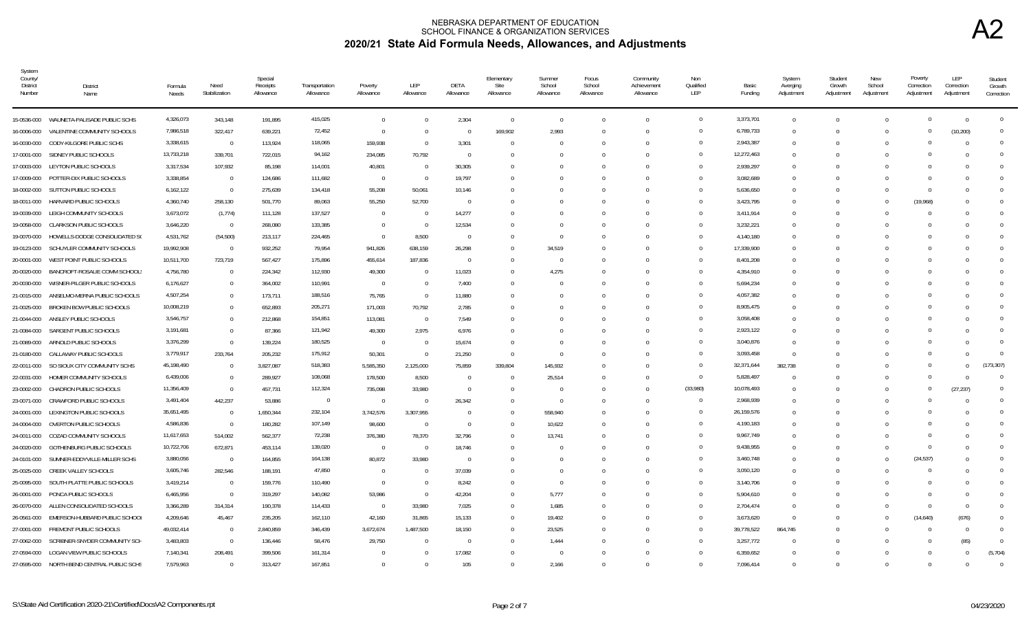# NEBRASKA DEPARTMENT OF EDUCATION
## SCHOOL FINANCE & ORGANIZATION SERVICES
## 2020/21 State Aid Formula Needs, Allowances, and Adjustments

A2

| System County/ District Number | District Name | Formula Needs | Need Stabilization | Special Receipts Allowance | Transportation Allowance | Poverty Allowance | LEP Allowance | DETA Allowance | Elementary Site Allowance | Summer School Allowance | Focus School Allowance | Community Achievement Allowance | Non Qualified LEP | Basic Funding | System Averging Adjustment | Student Growth Adjustment | New School Adjustment | Poverty Correction Adjustment | LEP Correction Adjustment | Student Growth Correction |
|---|---|---|---|---|---|---|---|---|---|---|---|---|---|---|---|---|---|---|---|---|
| 15-0536-000 | WAUNETA-PALISADE PUBLIC SCHS | 4,326,073 | 343,148 | 191,895 | 415,025 | 0 | 0 | 2,304 | 0 | 0 | 0 | 0 | 0 | 3,373,701 | 0 | 0 | 0 | 0 | 0 | 0 |
| 16-0006-000 | VALENTINE COMMUNITY SCHOOLS | 7,986,518 | 322,417 | 639,221 | 72,452 | 0 | 0 | 0 | 169,902 | 2,993 | 0 | 0 | 0 | 6,789,733 | 0 | 0 | 0 | 0 | (10,200) | 0 |
| 16-0030-000 | CODY-KILGORE PUBLIC SCHS | 3,338,615 | 0 | 113,924 | 118,065 | 159,938 | 0 | 3,301 | 0 | 0 | 0 | 0 | 0 | 2,943,387 | 0 | 0 | 0 | 0 | 0 | 0 |
| 17-0001-000 | SIDNEY PUBLIC SCHOOLS | 13,733,218 | 339,701 | 722,015 | 94,162 | 234,085 | 70,792 | 0 | 0 | 0 | 0 | 0 | 0 | 12,272,463 | 0 | 0 | 0 | 0 | 0 | 0 |
| 17-0003-000 | LEYTON PUBLIC SCHOOLS | 3,317,534 | 107,932 | 85,198 | 114,001 | 40,801 | 0 | 30,305 | 0 | 0 | 0 | 0 | 0 | 2,939,297 | 0 | 0 | 0 | 0 | 0 | 0 |
| 17-0009-000 | POTTER-DIX PUBLIC SCHOOLS | 3,338,854 | 0 | 124,686 | 111,682 | 0 | 0 | 19,797 | 0 | 0 | 0 | 0 | 0 | 3,082,689 | 0 | 0 | 0 | 0 | 0 | 0 |
| 18-0002-000 | SUTTON PUBLIC SCHOOLS | 6,162,122 | 0 | 275,639 | 134,418 | 55,208 | 50,061 | 10,146 | 0 | 0 | 0 | 0 | 0 | 5,636,650 | 0 | 0 | 0 | 0 | 0 | 0 |
| 18-0011-000 | HARVARD PUBLIC SCHOOLS | 4,360,740 | 258,130 | 501,770 | 89,063 | 55,250 | 52,700 | 0 | 0 | 0 | 0 | 0 | 0 | 3,423,795 | 0 | 0 | 0 | (19,968) | 0 | 0 |
| 19-0039-000 | LEIGH COMMUNITY SCHOOLS | 3,673,072 | (1,774) | 111,128 | 137,527 | 0 | 0 | 14,277 | 0 | 0 | 0 | 0 | 0 | 3,411,914 | 0 | 0 | 0 | 0 | 0 | 0 |
| 19-0058-000 | CLARKSON PUBLIC SCHOOLS | 3,646,220 | 0 | 268,080 | 133,385 | 0 | 0 | 12,534 | 0 | 0 | 0 | 0 | 0 | 3,232,221 | 0 | 0 | 0 | 0 | 0 | 0 |
| 19-0070-000 | HOWELLS-DODGE CONSOLIDATED SC | 4,531,762 | (54,500) | 213,117 | 224,465 | 0 | 8,500 | 0 | 0 | 0 | 0 | 0 | 0 | 4,140,180 | 0 | 0 | 0 | 0 | 0 | 0 |
| 19-0123-000 | SCHUYLER COMMUNITY SCHOOLS | 19,992,908 | 0 | 932,252 | 79,954 | 941,826 | 638,159 | 26,298 | 0 | 34,519 | 0 | 0 | 0 | 17,339,900 | 0 | 0 | 0 | 0 | 0 | 0 |
| 20-0001-000 | WEST POINT PUBLIC SCHOOLS | 10,511,700 | 723,719 | 567,427 | 175,896 | 455,614 | 187,836 | 0 | 0 | 0 | 0 | 0 | 0 | 8,401,208 | 0 | 0 | 0 | 0 | 0 | 0 |
| 20-0020-000 | BANCROFT-ROSALIE COMM SCHOOLS | 4,756,780 | 0 | 224,342 | 112,930 | 49,300 | 0 | 11,023 | 0 | 4,275 | 0 | 0 | 0 | 4,354,910 | 0 | 0 | 0 | 0 | 0 | 0 |
| 20-0030-000 | WISNER-PILGER PUBLIC SCHOOLS | 6,176,627 | 0 | 364,002 | 110,991 | 0 | 0 | 7,400 | 0 | 0 | 0 | 0 | 0 | 5,694,234 | 0 | 0 | 0 | 0 | 0 | 0 |
| 21-0015-000 | ANSELMO-MERNA PUBLIC SCHOOLS | 4,507,254 | 0 | 173,711 | 188,516 | 75,765 | 0 | 11,880 | 0 | 0 | 0 | 0 | 0 | 4,057,382 | 0 | 0 | 0 | 0 | 0 | 0 |
| 21-0025-000 | BROKEN BOW PUBLIC SCHOOLS | 10,008,219 | 0 | 652,893 | 205,271 | 171,003 | 70,792 | 2,785 | 0 | 0 | 0 | 0 | 0 | 8,905,475 | 0 | 0 | 0 | 0 | 0 | 0 |
| 21-0044-000 | ANSLEY PUBLIC SCHOOLS | 3,546,757 | 0 | 212,868 | 154,851 | 113,081 | 0 | 7,549 | 0 | 0 | 0 | 0 | 0 | 3,058,408 | 0 | 0 | 0 | 0 | 0 | 0 |
| 21-0084-000 | SARGENT PUBLIC SCHOOLS | 3,191,681 | 0 | 87,366 | 121,942 | 49,300 | 2,975 | 6,976 | 0 | 0 | 0 | 0 | 0 | 2,923,122 | 0 | 0 | 0 | 0 | 0 | 0 |
| 21-0089-000 | ARNOLD PUBLIC SCHOOLS | 3,376,299 | 0 | 139,224 | 180,525 | 0 | 0 | 15,674 | 0 | 0 | 0 | 0 | 0 | 3,040,876 | 0 | 0 | 0 | 0 | 0 | 0 |
| 21-0180-000 | CALLAWAY PUBLIC SCHOOLS | 3,779,917 | 233,764 | 205,232 | 175,912 | 50,301 | 0 | 21,250 | 0 | 0 | 0 | 0 | 0 | 3,093,458 | 0 | 0 | 0 | 0 | 0 | 0 |
| 22-0011-000 | SO SIOUX CITY COMMUNITY SCHS | 45,198,490 | 0 | 3,827,087 | 518,383 | 5,585,350 | 2,125,000 | 75,859 | 339,804 | 145,932 | 0 | 0 | 0 | 32,371,644 | 382,738 | 0 | 0 | 0 | 0 | (173,307) |
| 22-0031-000 | HOMER COMMUNITY SCHOOLS | 6,439,006 | 0 | 289,927 | 108,068 | 178,500 | 8,500 | 0 | 0 | 25,514 | 0 | 0 | 0 | 5,828,497 | 0 | 0 | 0 | 0 | 0 | 0 |
| 23-0002-000 | CHADRON PUBLIC SCHOOLS | 11,356,409 | 0 | 457,731 | 112,324 | 735,098 | 33,980 | 0 | 0 | 0 | 0 | 0 | (33,980) | 10,078,493 | 0 | 0 | 0 | 0 | (27,237) | 0 |
| 23-0071-000 | CRAWFORD PUBLIC SCHOOLS | 3,491,404 | 442,237 | 53,886 | 0 | 0 | 0 | 26,342 | 0 | 0 | 0 | 0 | 0 | 2,968,939 | 0 | 0 | 0 | 0 | 0 | 0 |
| 24-0001-000 | LEXINGTON PUBLIC SCHOOLS | 35,651,495 | 0 | 1,650,344 | 232,104 | 3,742,576 | 3,307,955 | 0 | 0 | 558,940 | 0 | 0 | 0 | 26,159,576 | 0 | 0 | 0 | 0 | 0 | 0 |
| 24-0004-000 | OVERTON PUBLIC SCHOOLS | 4,586,836 | 0 | 180,282 | 107,149 | 98,600 | 0 | 0 | 0 | 10,622 | 0 | 0 | 0 | 4,190,183 | 0 | 0 | 0 | 0 | 0 | 0 |
| 24-0011-000 | COZAD COMMUNITY SCHOOLS | 11,617,653 | 514,002 | 562,377 | 72,238 | 376,380 | 78,370 | 32,796 | 0 | 13,741 | 0 | 0 | 0 | 9,967,749 | 0 | 0 | 0 | 0 | 0 | 0 |
| 24-0020-000 | GOTHENBURG PUBLIC SCHOOLS | 10,722,706 | 672,871 | 453,114 | 139,020 | 0 | 0 | 18,746 | 0 | 0 | 0 | 0 | 0 | 9,438,955 | 0 | 0 | 0 | 0 | 0 | 0 |
| 24-0101-000 | SUMNER-EDDYVILLE-MILLER SCHS | 3,880,056 | 0 | 164,855 | 164,138 | 80,872 | 33,980 | 0 | 0 | 0 | 0 | 0 | 0 | 3,460,748 | 0 | 0 | 0 | (24,537) | 0 | 0 |
| 25-0025-000 | CREEK VALLEY SCHOOLS | 3,605,746 | 282,546 | 188,191 | 47,850 | 0 | 0 | 37,039 | 0 | 0 | 0 | 0 | 0 | 3,050,120 | 0 | 0 | 0 | 0 | 0 | 0 |
| 25-0095-000 | SOUTH PLATTE PUBLIC SCHOOLS | 3,419,214 | 0 | 159,776 | 110,490 | 0 | 0 | 8,242 | 0 | 0 | 0 | 0 | 0 | 3,140,706 | 0 | 0 | 0 | 0 | 0 | 0 |
| 26-0001-000 | PONCA PUBLIC SCHOOLS | 6,465,956 | 0 | 319,297 | 140,082 | 53,986 | 0 | 42,204 | 0 | 5,777 | 0 | 0 | 0 | 5,904,610 | 0 | 0 | 0 | 0 | 0 | 0 |
| 26-0070-000 | ALLEN CONSOLIDATED SCHOOLS | 3,366,289 | 314,314 | 190,378 | 114,433 | 0 | 33,980 | 7,025 | 0 | 1,685 | 0 | 0 | 0 | 2,704,474 | 0 | 0 | 0 | 0 | 0 | 0 |
| 26-0561-000 | EMERSON-HUBBARD PUBLIC SCHOOL | 4,209,646 | 45,467 | 235,205 | 162,110 | 42,160 | 31,865 | 15,133 | 0 | 19,402 | 0 | 0 | 0 | 3,673,620 | 0 | 0 | 0 | (14,640) | (676) | 0 |
| 27-0001-000 | FREMONT PUBLIC SCHOOLS | 49,032,414 | 0 | 2,840,859 | 346,439 | 3,672,674 | 1,487,500 | 18,150 | 0 | 23,525 | 0 | 0 | 0 | 39,778,522 | 864,745 | 0 | 0 | 0 | 0 | 0 |
| 27-0062-000 | SCRIBNER-SNYDER COMMUNITY SCH | 3,483,803 | 0 | 136,446 | 58,476 | 29,750 | 0 | 0 | 0 | 1,444 | 0 | 0 | 0 | 3,257,772 | 0 | 0 | 0 | 0 | (85) | 0 |
| 27-0594-000 | LOGAN VIEW PUBLIC SCHOOLS | 7,140,341 | 208,491 | 399,506 | 161,314 | 0 | 0 | 17,082 | 0 | 0 | 0 | 0 | 0 | 6,359,652 | 0 | 0 | 0 | 0 | 0 | (5,704) |
| 27-0595-000 | NORTH BEND CENTRAL PUBLIC SCHS | 7,579,963 | 0 | 313,427 | 167,851 | 0 | 0 | 105 | 0 | 2,166 | 0 | 0 | 0 | 7,096,414 | 0 | 0 | 0 | 0 | 0 | 0 |

S:\State Aid Certification 2020-21\Certified\Docs\A2 Components.rpt | 04/23/2020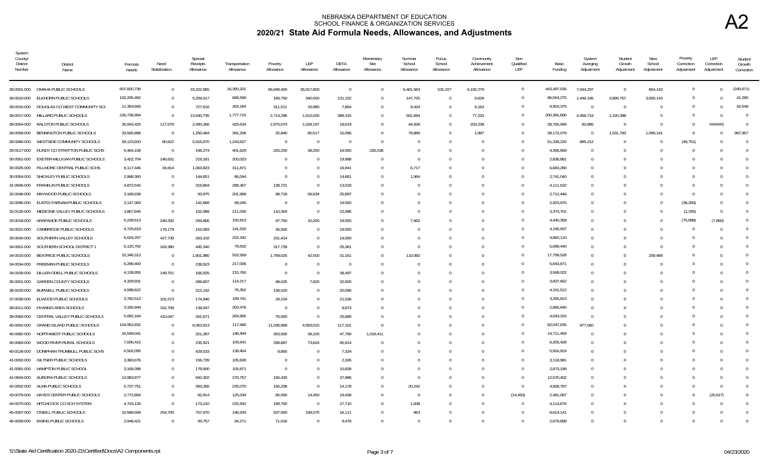# NEBRASKA DEPARTMENT OF EDUCATION
## SCHOOL FINANCE & ORGANIZATION SERVICES
## 2020/21 State Aid Formula Needs, Allowances, and Adjustments

A2

| System County/ District Number | District Name | Formula Needs | Need Stabilization | Special Receipts Allowance | Transportation Allowance | Poverty Allowance | LEP Allowance | DETA Allowance | Elementary Site Allowance | Summer School Allowance | Focus School Allowance | Community Achievement Allowance | Non Qualified LEP | Basic Funding | System Averaging Adjustment | Student Growth Adjustment | New School Adjustment | Poverty Correction Adjustment | LEP Correction Adjustment | Student Growth Correction |
|---|---|---|---|---|---|---|---|---|---|---|---|---|---|---|---|---|---|---|---|---|
| 28-0001-000 | OMAHA PUBLIC SCHOOLS | 607,820,739 | 0 | 33,222,965 | 16,390,201 | 66,949,400 | 26,917,800 | 0 | 0 | 6,461,563 | 531,227 | 6,192,279 | 0 | 443,497,535 | 7,044,297 | 0 | 854,143 | 0 | 0 | (240,671) |
| 28-0010-000 | ELKHORN PUBLIC SCHOOLS | 102,205,492 | 0 | 5,259,017 | 666,568 | 199,750 | 340,000 | 131,152 | 0 | 147,725 | 0 | 9,629 | 0 | 86,564,275 | 1,446,196 | 3,899,757 | 3,500,143 | 0 | 0 | 41,280 |
| 28-0015-000 | DOUGLAS CO WEST COMMUNITY SCH | 11,354,665 | 0 | 727,616 | 263,184 | 311,511 | 33,980 | 7,864 | 0 | 8,424 | 0 | 6,163 | 0 | 9,953,375 | 0 | 0 | 0 | 0 | 0 | 42,548 |
| 28-0017-000 | MILLARD PUBLIC SCHOOLS | 226,736,994 | 0 | 13,540,735 | 1,777,715 | 2,714,296 | 1,615,000 | 389,315 | 0 | 561,694 | 0 | 77,232 | 0 | 200,381,890 | 4,458,719 | 1,220,398 | 0 | 0 | 0 | 0 |
| 28-0054-000 | RALSTON PUBLIC SCHOOLS | 35,943,425 | 117,578 | 2,490,266 | 429,634 | 2,975,074 | 1,028,197 | 18,619 | 0 | 44,506 | 0 | 203,238 | 0 | 28,765,949 | 82,885 | 0 | 0 | 0 | ####### | 0 |
| 28-0059-000 | BENNINGTON PUBLIC SCHOOLS | 33,565,888 | 0 | 1,250,484 | 381,206 | 25,840 | 80,517 | 15,096 | 0 | 79,889 | 0 | 1,897 | 0 | 28,172,078 | 0 | 1,531,783 | 1,059,141 | 0 | 0 | 967,957 |
| 28-0066-000 | WESTSIDE COMMUNITY SCHOOLS | 59,123,600 | 80,622 | 5,615,670 | 1,243,627 | 0 | 0 | 0 | 0 | 0 | 0 | 0 | 0 | 51,338,220 | 895,212 | 0 | 0 | (49,751) | 0 | 0 |
| 29-0117-000 | DUNDY CO STRATTON PUBLIC SCHS | 5,464,158 | 0 | 196,274 | 401,629 | 225,250 | 38,250 | 19,550 | 226,536 | 0 | 0 | 0 | 0 | 4,356,669 | 0 | 0 | 0 | 0 | 0 | 0 |
| 30-0001-000 | EXETER-MILLIGAN PUBLIC SCHOOLS | 3,422,704 | 146,631 | 219,181 | 200,023 | 0 | 0 | 19,988 | 0 | 0 | 0 | 0 | 0 | 2,836,881 | 0 | 0 | 0 | 0 | 0 | 0 |
| 30-0025-000 | FILLMORE CENTRAL PUBLIC SCHS | 8,117,446 | 34,814 | 1,063,823 | 311,871 | 0 | 0 | 16,941 | 0 | 6,717 | 0 | 0 | 0 | 6,683,280 | 0 | 0 | 0 | 0 | 0 | 0 |
| 30-0054-000 | SHICKLEY PUBLIC SCHOOLS | 2,988,360 | 0 | 144,651 | 86,044 | 0 | 0 | 14,661 | 0 | 1,964 | 0 | 0 | 0 | 2,741,040 | 0 | 0 | 0 | 0 | 0 | 0 |
| 31-0506-000 | FRANKLIN PUBLIC SCHOOLS | 4,872,542 | 0 | 319,804 | 289,367 | 138,721 | 0 | 13,018 | 0 | 0 | 0 | 0 | 0 | 4,111,632 | 0 | 0 | 0 | 0 | 0 | 0 |
| 32-0046-000 | MAYWOOD PUBLIC SCHOOLS | 3,189,638 | 0 | 93,975 | 201,968 | 98,718 | 56,634 | 25,897 | 0 | 0 | 0 | 0 | 0 | 2,712,446 | 0 | 0 | 0 | 0 | 0 | 0 |
| 32-0095-000 | EUSTIS-FARNAM PUBLIC SCHOOLS | 3,147,383 | 0 | 142,868 | 99,245 | 0 | 0 | 19,550 | 0 | 0 | 0 | 0 | 0 | 2,923,970 | 0 | 0 | 0 | (38,250) | 0 | 0 |
| 32-0125-000 | MEDICINE VALLEY PUBLIC SCHOOLS | 3,867,845 | 0 | 152,089 | 211,000 | 110,304 | 0 | 22,086 | 0 | 0 | 0 | 0 | 0 | 3,373,701 | 0 | 0 | 0 | (1,335) | 0 | 0 |
| 33-0018-000 | ARAPAHOE PUBLIC SCHOOLS | 5,228,513 | 249,332 | 294,806 | 192,813 | 97,750 | 10,200 | 19,550 | 0 | 7,462 | 0 | 0 | 0 | 4,440,358 | 0 | 0 | 0 | (75,898) | (7,860) | 0 |
| 33-0021-000 | CAMBRIDGE PUBLIC SCHOOLS | 4,725,819 | 179,179 | 152,083 | 141,520 | 36,550 | 0 | 19,550 | 0 | 0 | 0 | 0 | 0 | 4,196,937 | 0 | 0 | 0 | 0 | 0 | 0 |
| 33-0540-000 | SOUTHERN VALLEY SCHOOLS | 6,024,257 | 427,739 | 263,102 | 222,342 | 231,414 | 0 | 19,550 | 0 | 0 | 0 | 0 | 0 | 4,860,110 | 0 | 0 | 0 | 0 | 0 | 0 |
| 34-0001-000 | SOUTHERN SCHOOL DISTRICT 1 | 6,120,762 | 163,380 | 445,340 | 79,502 | 317,739 | 0 | 25,361 | 0 | 0 | 0 | 0 | 0 | 5,089,440 | 0 | 0 | 0 | 0 | 0 | 0 |
| 34-0015-000 | BEATRICE PUBLIC SCHOOLS | 22,346,313 | 0 | 1,801,980 | 502,569 | 1,799,025 | 42,500 | 31,161 | 0 | 110,082 | 0 | 0 | 0 | 17,799,528 | 0 | 0 | 259,468 | 0 | 0 | 0 |
| 34-0034-000 | FREEMAN PUBLIC SCHOOLS | 6,299,400 | 0 | 238,523 | 217,006 | 0 | 0 | 0 | 0 | 0 | 0 | 0 | 0 | 5,843,871 | 0 | 0 | 0 | 0 | 0 | 0 |
| 34-0100-000 | DILLER-ODELL PUBLIC SCHOOLS | 4,139,955 | 149,751 | 166,925 | 215,760 | 0 | 0 | 38,497 | 0 | 0 | 0 | 0 | 0 | 3,569,022 | 0 | 0 | 0 | 0 | 0 | 0 |
| 35-0001-000 | GARDEN COUNTY SCHOOLS | 4,329,931 | 0 | 289,607 | 114,217 | 48,025 | 7,820 | 32,600 | 0 | 0 | 0 | 0 | 0 | 3,837,662 | 0 | 0 | 0 | 0 | 0 | 0 |
| 36-0100-000 | BURWELL PUBLIC SCHOOLS | 4,598,622 | 0 | 212,142 | 76,352 | 138,520 | 0 | 20,096 | 0 | 0 | 0 | 0 | 0 | 4,151,512 | 0 | 0 | 0 | 0 | 0 | 0 |
| 37-0030-000 | ELWOOD PUBLIC SCHOOLS | 3,782,513 | 101,573 | 174,946 | 199,741 | 29,104 | 0 | 21,536 | 0 | 0 | 0 | 0 | 0 | 3,255,613 | 0 | 0 | 0 | 0 | 0 | 0 |
| 38-0011-000 | HYANNIS AREA SCHOOLS | 3,165,944 | 152,708 | 138,047 | 200,476 | 0 | 0 | 8,873 | 0 | 0 | 0 | 0 | 0 | 2,665,840 | 0 | 0 | 0 | 0 | 0 | 0 |
| 39-0060-000 | CENTRAL VALLEY PUBLIC SCHOOLS | 5,082,184 | 410,047 | 261,671 | 264,965 | 76,500 | 0 | 25,686 | 0 | 0 | 0 | 0 | 0 | 4,043,315 | 0 | 0 | 0 | 0 | 0 | 0 |
| 40-0002-000 | GRAND ISLAND PUBLIC SCHOOLS | 104,952,832 | 0 | 6,063,913 | 117,480 | 11,036,068 | 4,593,015 | 117,161 | 0 | 0 | 0 | 0 | 0 | 82,047,635 | 977,560 | 0 | 0 | 0 | 0 | 0 |
| 40-0082-000 | NORTHWEST PUBLIC SCHOOLS | 16,549,041 | 0 | 321,287 | 146,494 | 263,500 | 39,100 | 47,790 | 1,019,411 | 0 | 0 | 0 | 0 | 14,711,459 | 0 | 0 | 0 | 0 | 0 | 0 |
| 40-0083-000 | WOOD RIVER RURAL SCHOOLS | 7,006,415 | 0 | 235,921 | 106,641 | 338,887 | 73,624 | 45,914 | 0 | 0 | 0 | 0 | 0 | 6,205,428 | 0 | 0 | 0 | 0 | 0 | 0 |
| 40-0126-000 | DONIPHAN-TRUMBULL PUBLIC SCHS | 6,502,095 | 0 | 429,533 | 139,464 | 8,855 | 0 | 7,324 | 0 | 0 | 0 | 0 | 0 | 5,916,919 | 0 | 0 | 0 | 0 | 0 | 0 |
| 41-0002-000 | GILTNER PUBLIC SCHOOLS | 3,383,676 | 0 | 156,739 | 105,630 | 0 | 0 | 2,326 | 0 | 0 | 0 | 0 | 0 | 3,118,981 | 0 | 0 | 0 | 0 | 0 | 0 |
| 41-0091-000 | HAMPTON PUBLIC SCHOOL | 3,169,398 | 0 | 179,500 | 105,871 | 0 | 0 | 10,828 | 0 | 0 | 0 | 0 | 0 | 2,873,199 | 0 | 0 | 0 | 0 | 0 | 0 |
| 41-0504-000 | AURORA PUBLIC SCHOOLS | 13,983,877 | 0 | 942,302 | 276,757 | 156,430 | 0 | 37,986 | 0 | 0 | 0 | 0 | 0 | 12,570,402 | 0 | 0 | 0 | 0 | 0 | 0 |
| 42-0002-000 | ALMA PUBLIC SCHOOLS | 5,737,751 | 0 | 393,266 | 225,070 | 156,208 | 0 | 14,178 | 0 | 20,242 | 0 | 0 | 0 | 4,928,787 | 0 | 0 | 0 | 0 | 0 | 0 |
| 43-0079-000 | HAYES CENTER PUBLIC SCHOOLS | 2,772,856 | 0 | 82,914 | 125,034 | 85,000 | 14,450 | 19,438 | 0 | 0 | 0 | 0 | (14,450) | 2,481,087 | 0 | 0 | 0 | 0 | (20,617) | 0 |
| 44-0070-000 | HITCHCOCK CO SCH SYSTEM | 4,743,126 | 0 | 173,210 | 225,942 | 199,750 | 0 | 27,710 | 0 | 1,838 | 0 | 0 | 0 | 4,114,676 | 0 | 0 | 0 | 0 | 0 | 0 |
| 45-0007-000 | O'NEILL PUBLIC SCHOOLS | 10,588,599 | 254,705 | 757,670 | 146,934 | 637,500 | 158,575 | 18,111 | 0 | 963 | 0 | 0 | 0 | 8,614,141 | 0 | 0 | 0 | 0 | 0 | 0 |
| 45-0029-000 | EWING PUBLIC SCHOOLS | 2,948,421 | 0 | 93,757 | 94,271 | 71,016 | 0 | 9,478 | 0 | 0 | 0 | 0 | 0 | 2,679,899 | 0 | 0 | 0 | 0 | 0 | 0 |

S:\State Aid Certification 2020-21\Certified\Docs\A2 Components.rpt 04/23/2020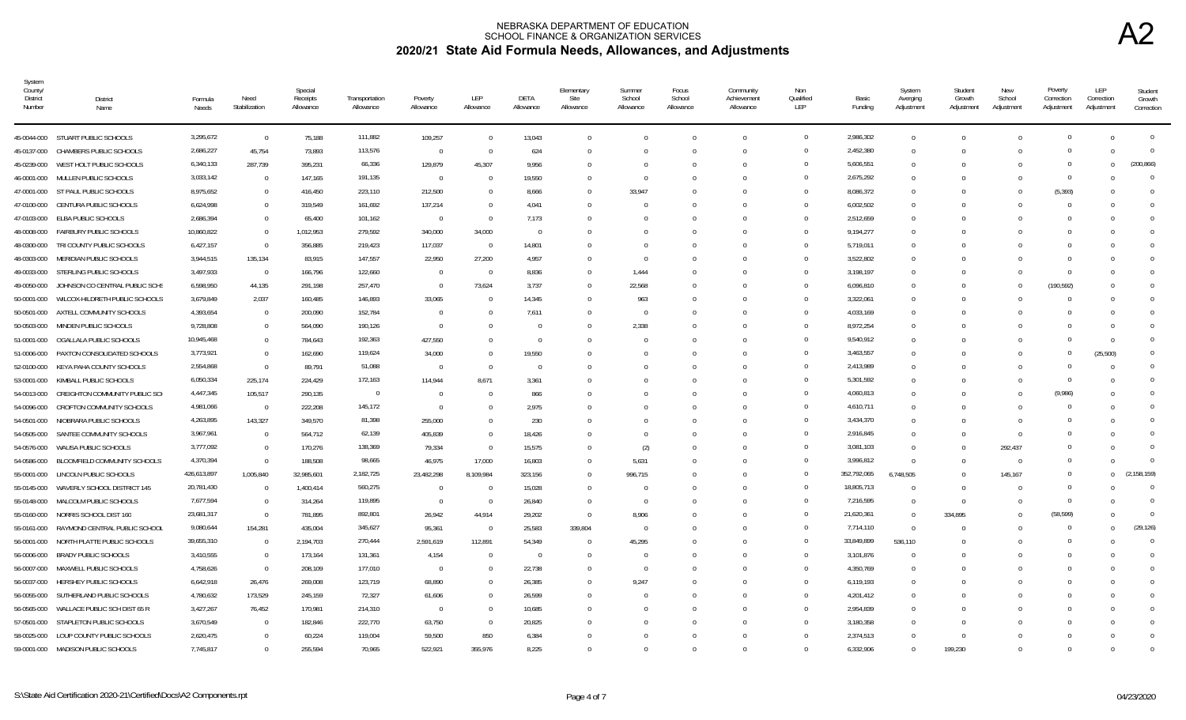# NEBRASKA DEPARTMENT OF EDUCATION
## SCHOOL FINANCE & ORGANIZATION SERVICES
## 2020/21 State Aid Formula Needs, Allowances, and Adjustments

A2

| System County/ District Number | District Name | Formula Needs | Need Stabilization | Special Receipts Allowance | Transportation Allowance | Poverty Allowance | LEP Allowance | DETA Allowance | Elementary Site Allowance | Summer School Allowance | Focus School Allowance | Community Achievement Allowance | Non Qualified LEP | Basic Funding | System Averaging Adjustment | Student Growth Adjustment | New School Adjustment | Poverty Correction Adjustment | LEP Correction Adjustment | Student Growth Correction |
|---|---|---|---|---|---|---|---|---|---|---|---|---|---|---|---|---|---|---|---|---|
| 45-0044-000 | STUART PUBLIC SCHOOLS | 3,295,672 | 0 | 75,188 | 111,882 | 109,257 | 0 | 13,043 | 0 | 0 | 0 | 0 | 0 | 2,986,302 | 0 | 0 | 0 | 0 | 0 | 0 |
| 45-0137-000 | CHAMBERS PUBLIC SCHOOLS | 2,686,227 | 45,754 | 73,893 | 113,576 | 0 | 0 | 624 | 0 | 0 | 0 | 0 | 0 | 2,452,380 | 0 | 0 | 0 | 0 | 0 | 0 |
| 45-0239-000 | WEST HOLT PUBLIC SCHOOLS | 6,340,133 | 287,739 | 395,231 | 66,336 | 129,879 | 45,307 | 9,956 | 0 | 0 | 0 | 0 | 0 | 5,606,551 | 0 | 0 | 0 | 0 | 0 | (200,866) |
| 46-0001-000 | MULLEN PUBLIC SCHOOLS | 3,033,142 | 0 | 147,165 | 191,135 | 0 | 0 | 19,550 | 0 | 0 | 0 | 0 | 0 | 2,675,292 | 0 | 0 | 0 | 0 | 0 | 0 |
| 47-0001-000 | ST PAUL PUBLIC SCHOOLS | 8,975,652 | 0 | 416,450 | 223,110 | 212,500 | 0 | 8,666 | 0 | 33,947 | 0 | 0 | 0 | 8,086,372 | 0 | 0 | 0 | (5,393) | 0 | 0 |
| 47-0100-000 | CENTURA PUBLIC SCHOOLS | 6,624,998 | 0 | 319,549 | 161,692 | 137,214 | 0 | 4,041 | 0 | 0 | 0 | 0 | 0 | 6,002,502 | 0 | 0 | 0 | 0 | 0 | 0 |
| 47-0103-000 | ELBA PUBLIC SCHOOLS | 2,686,394 | 0 | 65,400 | 101,162 | 0 | 0 | 7,173 | 0 | 0 | 0 | 0 | 0 | 2,512,659 | 0 | 0 | 0 | 0 | 0 | 0 |
| 48-0008-000 | FAIRBURY PUBLIC SCHOOLS | 10,860,822 | 0 | 1,012,953 | 279,592 | 340,000 | 34,000 | 0 | 0 | 0 | 0 | 0 | 0 | 9,194,277 | 0 | 0 | 0 | 0 | 0 | 0 |
| 48-0300-000 | TRI COUNTY PUBLIC SCHOOLS | 6,427,157 | 0 | 356,885 | 219,423 | 117,037 | 0 | 14,801 | 0 | 0 | 0 | 0 | 0 | 5,719,011 | 0 | 0 | 0 | 0 | 0 | 0 |
| 48-0303-000 | MERIDIAN PUBLIC SCHOOLS | 3,944,515 | 135,134 | 83,915 | 147,557 | 22,950 | 27,200 | 4,957 | 0 | 0 | 0 | 0 | 0 | 3,522,802 | 0 | 0 | 0 | 0 | 0 | 0 |
| 49-0033-000 | STERLING PUBLIC SCHOOLS | 3,497,933 | 0 | 166,796 | 122,660 | 0 | 0 | 8,836 | 0 | 1,444 | 0 | 0 | 0 | 3,198,197 | 0 | 0 | 0 | 0 | 0 | 0 |
| 49-0050-000 | JOHNSON CO CENTRAL PUBLIC SCHS | 6,598,950 | 44,135 | 291,198 | 257,470 | 0 | 73,624 | 3,737 | 0 | 22,568 | 0 | 0 | 0 | 6,096,810 | 0 | 0 | 0 | (190,592) | 0 | 0 |
| 50-0001-000 | WILCOX-HILDRETH PUBLIC SCHOOLS | 3,679,849 | 2,037 | 160,485 | 146,893 | 33,065 | 0 | 14,345 | 0 | 963 | 0 | 0 | 0 | 3,322,061 | 0 | 0 | 0 | 0 | 0 | 0 |
| 50-0501-000 | AXTELL COMMUNITY SCHOOLS | 4,393,654 | 0 | 200,090 | 152,784 | 0 | 0 | 7,611 | 0 | 0 | 0 | 0 | 0 | 4,033,169 | 0 | 0 | 0 | 0 | 0 | 0 |
| 50-0503-000 | MINDEN PUBLIC SCHOOLS | 9,728,808 | 0 | 564,090 | 190,126 | 0 | 0 | 0 | 0 | 2,338 | 0 | 0 | 0 | 8,972,254 | 0 | 0 | 0 | 0 | 0 | 0 |
| 51-0001-000 | OGALLALA PUBLIC SCHOOLS | 10,945,468 | 0 | 784,643 | 192,363 | 427,550 | 0 | 0 | 0 | 0 | 0 | 0 | 0 | 9,540,912 | 0 | 0 | 0 | 0 | 0 | 0 |
| 51-0006-000 | PAXTON CONSOLIDATED SCHOOLS | 3,773,921 | 0 | 162,690 | 119,624 | 34,000 | 0 | 19,550 | 0 | 0 | 0 | 0 | 0 | 3,463,557 | 0 | 0 | 0 | 0 | (25,500) | 0 |
| 52-0100-000 | KEYA PAHA COUNTY SCHOOLS | 2,554,868 | 0 | 89,791 | 51,088 | 0 | 0 | 0 | 0 | 0 | 0 | 0 | 0 | 2,413,989 | 0 | 0 | 0 | 0 | 0 | 0 |
| 53-0001-000 | KIMBALL PUBLIC SCHOOLS | 6,050,334 | 225,174 | 224,429 | 172,163 | 114,944 | 8,671 | 3,361 | 0 | 0 | 0 | 0 | 0 | 5,301,592 | 0 | 0 | 0 | 0 | 0 | 0 |
| 54-0013-000 | CREIGHTON COMMUNITY PUBLIC SCH | 4,447,345 | 105,517 | 290,135 | 0 | 0 | 0 | 866 | 0 | 0 | 0 | 0 | 0 | 4,060,813 | 0 | 0 | 0 | (9,986) | 0 | 0 |
| 54-0096-000 | CROFTON COMMUNITY SCHOOLS | 4,981,066 | 0 | 222,208 | 145,172 | 0 | 0 | 2,975 | 0 | 0 | 0 | 0 | 0 | 4,610,711 | 0 | 0 | 0 | 0 | 0 | 0 |
| 54-0501-000 | NIOBRARA PUBLIC SCHOOLS | 4,263,895 | 143,327 | 349,570 | 81,398 | 255,000 | 0 | 230 | 0 | 0 | 0 | 0 | 0 | 3,434,370 | 0 | 0 | 0 | 0 | 0 | 0 |
| 54-0505-000 | SANTEE COMMUNITY SCHOOLS | 3,967,961 | 0 | 564,712 | 62,139 | 405,839 | 0 | 18,426 | 0 | 0 | 0 | 0 | 0 | 2,916,845 | 0 | 0 | 0 | 0 | 0 | 0 |
| 54-0576-000 | WAUSA PUBLIC SCHOOLS | 3,777,092 | 0 | 170,276 | 138,369 | 79,334 | 0 | 15,575 | 0 | (2) | 0 | 0 | 0 | 3,081,103 | 0 | 0 | 292,437 | 0 | 0 | 0 |
| 54-0586-000 | BLOOMFIELD COMMUNITY SCHOOLS | 4,370,394 | 0 | 188,508 | 98,665 | 46,975 | 17,000 | 16,803 | 0 | 5,631 | 0 | 0 | 0 | 3,996,812 | 0 | 0 | 0 | 0 | 0 | 0 |
| 55-0001-000 | LINCOLN PUBLIC SCHOOLS | 426,613,897 | 1,005,840 | 32,985,601 | 2,182,725 | 23,482,298 | 8,109,984 | 323,156 | 0 | 996,715 | 0 | 0 | 0 | 352,792,065 | 6,748,505 | 0 | 145,167 | 0 | 0 | (2,158,159) |
| 55-0145-000 | WAVERLY SCHOOL DISTRICT 145 | 20,781,430 | 0 | 1,400,414 | 560,275 | 0 | 0 | 15,028 | 0 | 0 | 0 | 0 | 0 | 18,805,713 | 0 | 0 | 0 | 0 | 0 | 0 |
| 55-0148-000 | MALCOLM PUBLIC SCHOOLS | 7,677,594 | 0 | 314,264 | 119,895 | 0 | 0 | 26,840 | 0 | 0 | 0 | 0 | 0 | 7,216,595 | 0 | 0 | 0 | 0 | 0 | 0 |
| 55-0160-000 | NORRIS SCHOOL DIST 160 | 23,681,317 | 0 | 781,895 | 892,801 | 26,942 | 44,914 | 29,202 | 0 | 8,906 | 0 | 0 | 0 | 21,620,361 | 0 | 334,895 | 0 | (58,599) | 0 | 0 |
| 55-0161-000 | RAYMOND CENTRAL PUBLIC SCHOOL | 9,080,644 | 154,281 | 435,004 | 345,627 | 95,361 | 0 | 25,583 | 339,804 | 0 | 0 | 0 | 0 | 7,714,110 | 0 | 0 | 0 | 0 | 0 | (29,126) |
| 56-0001-000 | NORTH PLATTE PUBLIC SCHOOLS | 39,655,310 | 0 | 2,194,703 | 270,444 | 2,591,619 | 112,891 | 54,349 | 0 | 45,295 | 0 | 0 | 0 | 33,849,899 | 536,110 | 0 | 0 | 0 | 0 | 0 |
| 56-0006-000 | BRADY PUBLIC SCHOOLS | 3,410,555 | 0 | 173,164 | 131,361 | 4,154 | 0 | 0 | 0 | 0 | 0 | 0 | 0 | 3,101,876 | 0 | 0 | 0 | 0 | 0 | 0 |
| 56-0007-000 | MAXWELL PUBLIC SCHOOLS | 4,758,626 | 0 | 208,109 | 177,010 | 0 | 0 | 22,738 | 0 | 0 | 0 | 0 | 0 | 4,350,769 | 0 | 0 | 0 | 0 | 0 | 0 |
| 56-0037-000 | HERSHEY PUBLIC SCHOOLS | 6,642,918 | 26,476 | 269,008 | 123,719 | 68,890 | 0 | 26,385 | 0 | 9,247 | 0 | 0 | 0 | 6,119,193 | 0 | 0 | 0 | 0 | 0 | 0 |
| 56-0055-000 | SUTHERLAND PUBLIC SCHOOLS | 4,780,632 | 173,529 | 245,159 | 72,327 | 61,606 | 0 | 26,599 | 0 | 0 | 0 | 0 | 0 | 4,201,412 | 0 | 0 | 0 | 0 | 0 | 0 |
| 56-0565-000 | WALLACE PUBLIC SCH DIST 65 R | 3,427,267 | 76,452 | 170,981 | 214,310 | 0 | 0 | 10,685 | 0 | 0 | 0 | 0 | 0 | 2,954,839 | 0 | 0 | 0 | 0 | 0 | 0 |
| 57-0501-000 | STAPLETON PUBLIC SCHOOLS | 3,670,549 | 0 | 182,846 | 222,770 | 63,750 | 0 | 20,825 | 0 | 0 | 0 | 0 | 0 | 3,180,358 | 0 | 0 | 0 | 0 | 0 | 0 |
| 58-0025-000 | LOUP COUNTY PUBLIC SCHOOLS | 2,620,475 | 0 | 60,224 | 119,004 | 59,500 | 850 | 6,384 | 0 | 0 | 0 | 0 | 0 | 2,374,513 | 0 | 0 | 0 | 0 | 0 | 0 |
| 59-0001-000 | MADISON PUBLIC SCHOOLS | 7,745,817 | 0 | 255,594 | 70,965 | 522,921 | 355,976 | 8,225 | 0 | 0 | 0 | 0 | 0 | 6,332,906 | 0 | 199,230 | 0 | 0 | 0 | 0 |

S:\State Aid Certification 2020-21\Certified\Docs\A2 Components.rpt 04/23/2020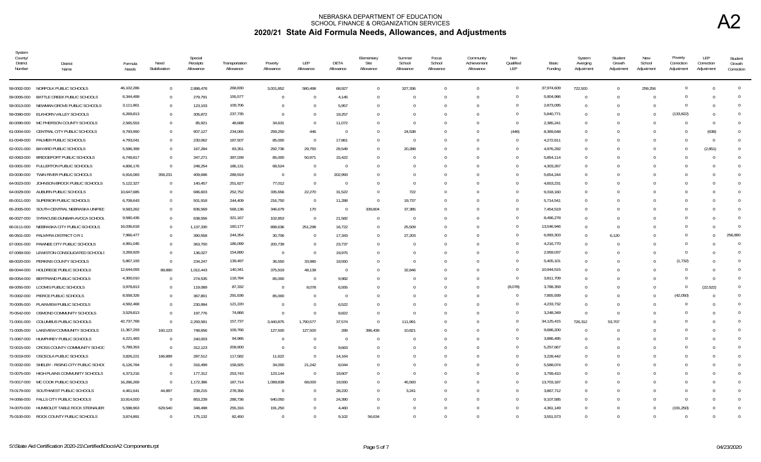# NEBRASKA DEPARTMENT OF EDUCATION
## SCHOOL FINANCE & ORGANIZATION SERVICES
## 2020/21 State Aid Formula Needs, Allowances, and Adjustments

**A2**

| System County/ District Number | District Name | Formula Needs | Need Stabilization | Special Receipts Allowance | Transportation Allowance | Poverty Allowance | LEP Allowance | DETA Allowance | Elementary Site Allowance | Summer School Allowance | Focus School Allowance | Community Achievement Allowance | Non Qualified LEP | Basic Funding | System Averging Adjustment | Student Growth Adjustment | New School Adjustment | Poverty Correction Adjustment | LEP Correction Adjustment | Student Growth Correction |
|---|---|---|---|---|---|---|---|---|---|---|---|---|---|---|---|---|---|---|---|---|
| 59-0002-000 | NORFOLK PUBLIC SCHOOLS | 46,102,286 | 0 | 2,898,478 | 268,830 | 3,001,852 | 580,498 | 68,927 | 0 | 327,336 | 0 | 0 | 0 | 37,974,609 | 722,500 | 0 | 259,256 | 0 | 0 | 0 |
| 59-0005-000 | BATTLE CREEK PUBLIC SCHOOLS | 6,344,499 | 0 | 279,791 | 155,577 | 0 | 0 | 4,145 | 0 | 0 | 0 | 0 | 0 | 5,904,986 | 0 | 0 | 0 | 0 | 0 | 0 |
| 59-0013-000 | NEWMAN GROVE PUBLIC SCHOOLS | 3,111,861 | 0 | 123,103 | 109,706 | 0 | 0 | 5,957 | 0 | 0 | 0 | 0 | 0 | 2,873,095 | 0 | 0 | 0 | 0 | 0 | 0 |
| 59-0080-000 | ELKHORN VALLEY SCHOOLS | 6,269,813 | 0 | 305,872 | 237,735 | 0 | 0 | 19,257 | 0 | 0 | 0 | 0 | 0 | 5,840,771 | 0 | 0 | 0 | (133,822) | 0 | 0 |
| 60-0090-000 | MC PHERSON COUNTY SCHOOLS | 2,565,553 | 0 | 85,921 | 48,688 | 34,631 | 0 | 11,072 | 0 | 0 | 0 | 0 | 0 | 2,385,241 | 0 | 0 | 0 | 0 | 0 | 0 |
| 61-0004-000 | CENTRAL CITY PUBLIC SCHOOLS | 9,793,990 | 0 | 907,127 | 234,065 | 259,250 | 446 | 0 | 0 | 24,538 | 0 | 0 | (446) | 8,369,648 | 0 | 0 | 0 | 0 | (638) | 0 |
| 61-0049-000 | PALMER PUBLIC SCHOOLS | 4,793,041 | 0 | 230,062 | 187,507 | 85,000 | 0 | 17,861 | 0 | 0 | 0 | 0 | 0 | 4,272,611 | 0 | 0 | 0 | 0 | 0 | 0 |
| 62-0021-000 | BAYARD PUBLIC SCHOOLS | 5,596,399 | 0 | 167,284 | 83,351 | 292,736 | 29,750 | 29,549 | 0 | 20,288 | 0 | 0 | 0 | 4,976,292 | 0 | 0 | 0 | 0 | (2,851) | 0 |
| 62-0063-000 | BRIDGEPORT PUBLIC SCHOOLS | 6,749,817 | 0 | 347,271 | 397,039 | 85,000 | 50,971 | 15,422 | 0 | 0 | 0 | 0 | 0 | 5,854,114 | 0 | 0 | 0 | 0 | 0 | 0 |
| 63-0001-000 | FULLERTON PUBLIC SCHOOLS | 4,806,176 | 0 | 248,254 | 186,131 | 68,524 | 0 | 0 | 0 | 0 | 0 | 0 | 0 | 4,303,267 | 0 | 0 | 0 | 0 | 0 | 0 |
| 63-0030-000 | TWIN RIVER PUBLIC SCHOOLS | 6,916,083 | 359,231 | 409,696 | 289,919 | 0 | 0 | 202,993 | 0 | 0 | 0 | 0 | 0 | 5,654,244 | 0 | 0 | 0 | 0 | 0 | 0 |
| 64-0023-000 | JOHNSON-BROCK PUBLIC SCHOOLS | 5,122,327 | 0 | 140,457 | 251,627 | 77,012 | 0 | 0 | 0 | 0 | 0 | 0 | 0 | 4,653,231 | 0 | 0 | 0 | 0 | 0 | 0 |
| 64-0029-000 | AUBURN PUBLIC SCHOOLS | 10,647,685 | 0 | 686,603 | 252,752 | 335,656 | 22,270 | 31,522 | 0 | 722 | 0 | 0 | 0 | 9,318,160 | 0 | 0 | 0 | 0 | 0 | 0 |
| 65-0011-000 | SUPERIOR PUBLIC SCHOOLS | 6,708,643 | 0 | 501,918 | 244,409 | 216,750 | 0 | 11,288 | 0 | 19,737 | 0 | 0 | 0 | 5,714,541 | 0 | 0 | 0 | 0 | 0 | 0 |
| 65-2005-000 | SOUTH CENTRAL NEBRASKA UNIFIED | 9,583,262 | 0 | 836,569 | 568,136 | 346,679 | 170 | 0 | 339,804 | 37,385 | 0 | 0 | 0 | 7,454,519 | 0 | 0 | 0 | 0 | 0 | 0 |
| 66-0027-000 | SYRACUSE-DUNBAR-AVOCA SCHOOL | 9,580,436 | 0 | 638,556 | 321,167 | 102,853 | 0 | 21,582 | 0 | 0 | 0 | 0 | 0 | 8,496,278 | 0 | 0 | 0 | 0 | 0 | 0 |
| 66-0111-000 | NEBRASKA CITY PUBLIC SCHOOLS | 16,036,618 | 0 | 1,137,330 | 160,177 | 898,636 | 251,298 | 16,722 | 0 | 25,509 | 0 | 0 | 0 | 13,546,946 | 0 | 0 | 0 | 0 | 0 | 0 |
| 66-0501-000 | PALMYRA DISTRICT O R 1 | 7,966,477 | 0 | 390,558 | 244,354 | 30,706 | 0 | 17,343 | 0 | 27,203 | 0 | 0 | 0 | 6,993,303 | 0 | 6,120 | 0 | 0 | 0 | 256,890 |
| 67-0001-000 | PAWNEE CITY PUBLIC SCHOOLS | 4,991,045 | 0 | 363,700 | 186,099 | 200,739 | 0 | 23,737 | 0 | 0 | 0 | 0 | 0 | 4,216,770 | 0 | 0 | 0 | 0 | 0 | 0 |
| 67-0069-000 | LEWISTON CONSOLIDATED SCHOOLS | 3,269,929 | 0 | 136,027 | 154,890 | 0 | 0 | 19,975 | 0 | 0 | 0 | 0 | 0 | 2,959,037 | 0 | 0 | 0 | 0 | 0 | 0 |
| 68-0020-000 | PERKINS COUNTY SCHOOLS | 5,867,193 | 0 | 234,247 | 139,497 | 36,550 | 33,980 | 19,550 | 0 | 0 | 0 | 0 | 0 | 5,405,101 | 0 | 0 | 0 | (1,732) | 0 | 0 |
| 69-0044-000 | HOLDREGE PUBLIC SCHOOLS | 12,644,093 | 89,890 | 1,012,443 | 140,341 | 375,919 | 48,139 | 0 | 0 | 32,846 | 0 | 0 | 0 | 10,944,515 | 0 | 0 | 0 | 0 | 0 | 0 |
| 69-0054-000 | BERTRAND PUBLIC SCHOOLS | 4,300,010 | 0 | 274,535 | 118,784 | 85,000 | 0 | 9,982 | 0 | 0 | 0 | 0 | 0 | 3,811,709 | 0 | 0 | 0 | 0 | 0 | 0 |
| 69-0055-000 | LOOMIS PUBLIC SCHOOLS | 3,978,813 | 0 | 119,089 | 87,332 | 0 | 8,078 | 6,555 | 0 | 0 | 0 | 0 | (8,078) | 3,788,359 | 0 | 0 | 0 | 0 | (22,522) | 0 |
| 70-0002-000 | PIERCE PUBLIC SCHOOLS | 8,558,326 | 0 | 367,801 | 291,636 | 85,000 | 0 | 0 | 0 | 0 | 0 | 0 | 0 | 7,855,939 | 0 | 0 | 0 | (42,050) | 0 | 0 |
| 70-0005-000 | PLAINVIEW PUBLIC SCHOOLS | 4,592,468 | 0 | 230,994 | 121,220 | 0 | 0 | 6,522 | 0 | 0 | 0 | 0 | 0 | 4,233,732 | 0 | 0 | 0 | 0 | 0 | 0 |
| 70-0542-000 | OSMOND COMMUNITY SCHOOLS | 3,529,813 | 0 | 197,776 | 74,866 | 0 | 0 | 8,822 | 0 | 0 | 0 | 0 | 0 | 3,248,349 | 0 | 0 | 0 | 0 | 0 | 0 |
| 71-0001-000 | COLUMBUS PUBLIC SCHOOLS | 42,737,769 | 0 | 2,259,581 | 157,737 | 3,440,875 | 1,790,577 | 37,574 | 0 | 111,991 | 0 | 0 | 0 | 34,125,415 | 726,312 | 53,707 | 0 | 0 | 0 | 0 |
| 71-0005-000 | LAKEVIEW COMMUNITY SCHOOLS | 11,367,293 | 160,123 | 748,656 | 109,766 | 127,500 | 127,500 | 289 | 396,438 | 10,821 | 0 | 0 | 0 | 9,686,200 | 0 | 0 | 0 | 0 | 0 | 0 |
| 71-0067-000 | HUMPHREY PUBLIC SCHOOLS | 4,221,483 | 0 | 240,003 | 94,985 | 0 | 0 | 0 | 0 | 0 | 0 | 0 | 0 | 3,886,495 | 0 | 0 | 0 | 0 | 0 | 0 |
| 72-0015-000 | CROSS COUNTY COMMUNITY SCHOC | 5,789,353 | 0 | 312,123 | 209,900 | 0 | 0 | 9,663 | 0 | 0 | 0 | 0 | 0 | 5,257,667 | 0 | 0 | 0 | 0 | 0 | 0 |
| 72-0019-000 | OSCEOLA PUBLIC SCHOOLS | 3,826,221 | 166,899 | 287,512 | 117,582 | 11,622 | 0 | 14,164 | 0 | 0 | 0 | 0 | 0 | 3,228,442 | 0 | 0 | 0 | 0 | 0 | 0 |
| 72-0032-000 | SHELBY - RISING CITY PUBLIC SCHOC | 6,126,784 | 0 | 316,499 | 158,925 | 34,000 | 21,242 | 8,044 | 0 | 0 | 0 | 0 | 0 | 5,588,074 | 0 | 0 | 0 | 0 | 0 | 0 |
| 72-0075-000 | HIGH PLAINS COMMUNITY SCHOOLS | 4,373,216 | 0 | 177,312 | 253,743 | 123,144 | 0 | 19,607 | 0 | 0 | 0 | 0 | 0 | 3,799,410 | 0 | 0 | 0 | 0 | 0 | 0 |
| 73-0017-000 | MC COOK PUBLIC SCHOOLS | 16,286,269 | 0 | 1,172,386 | 187,714 | 1,089,839 | 68,000 | 19,550 | 0 | 45,593 | 0 | 0 | 0 | 13,703,187 | 0 | 0 | 0 | 0 | 0 | 0 |
| 73-0179-000 | SOUTHWEST PUBLIC SCHOOLS | 4,461,641 | 44,897 | 239,215 | 278,356 | 0 | 0 | 28,220 | 0 | 3,241 | 0 | 0 | 0 | 3,867,712 | 0 | 0 | 0 | 0 | 0 | 0 |
| 74-0056-000 | FALLS CITY PUBLIC SCHOOLS | 10,914,000 | 0 | 853,239 | 288,736 | 640,050 | 0 | 24,390 | 0 | 0 | 0 | 0 | 0 | 9,107,585 | 0 | 0 | 0 | 0 | 0 | 0 |
| 74-0070-000 | HUMBOLDT TABLE ROCK STEINAUER | 5,598,963 | 629,540 | 348,498 | 255,316 | 191,250 | 0 | 4,460 | 0 | 0 | 0 | 0 | 0 | 4,361,149 | 0 | 0 | 0 | (191,250) | 0 | 0 |
| 75-0100-000 | ROCK COUNTY PUBLIC SCHOOLS | 3,874,891 | 0 | 175,132 | 82,450 | 0 | 0 | 9,102 | 56,634 | 0 | 0 | 0 | 0 | 3,551,573 | 0 | 0 | 0 | 0 | 0 | 0 |

S:\State Aid Certification 2020-21\Certified\Docs\A2 Components.rpt

04/23/2020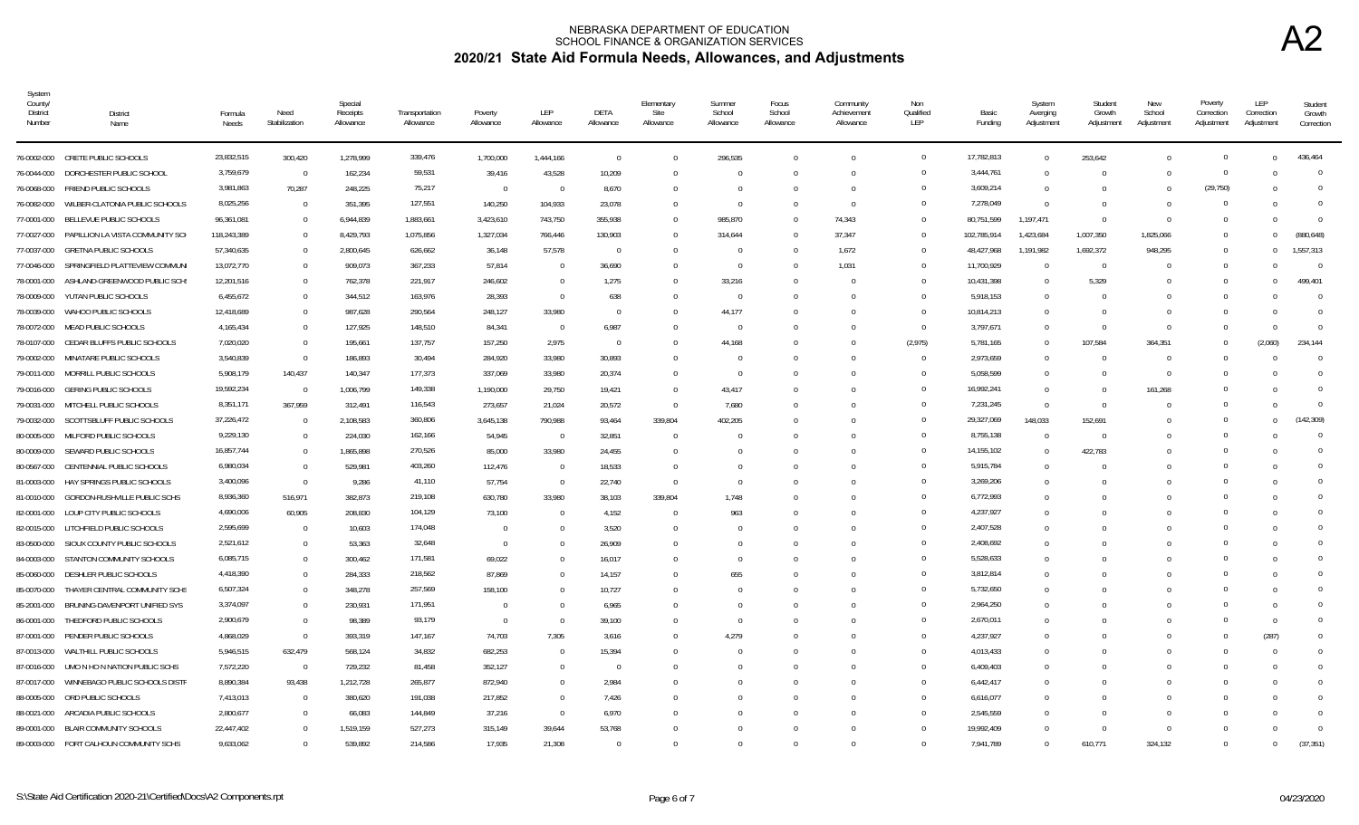# NEBRASKA DEPARTMENT OF EDUCATION
## SCHOOL FINANCE & ORGANIZATION SERVICES
## 2020/21 State Aid Formula Needs, Allowances, and Adjustments

**A2**

| System County/ District Number | District Name | Formula Needs | Need Stabilization | Special Receipts Allowance | Transportation Allowance | Poverty Allowance | LEP Allowance | DETA Allowance | Elementary Site Allowance | Summer School Allowance | Focus School Allowance | Community Achievement Allowance | Non Qualified LEP | Basic Funding | System Averging Adjustment | Student Growth Adjustment | New School Adjustment | Poverty Correction Adjustment | LEP Correction Adjustment | Student Growth Correction |
|---|---|---|---|---|---|---|---|---|---|---|---|---|---|---|---|---|---|---|---|---|
| 76-0002-000 | CRETE PUBLIC SCHOOLS | 23,832,515 | 300,420 | 1,278,999 | 339,476 | 1,700,000 | 1,444,166 | 0 | 0 | 296,535 | 0 | 0 | 0 | 17,782,813 | 0 | 253,642 | 0 | 0 | 0 | 436,464 |
| 76-0044-000 | DORCHESTER PUBLIC SCHOOL | 3,759,679 | 0 | 162,234 | 59,531 | 39,416 | 43,528 | 10,209 | 0 | 0 | 0 | 0 | 0 | 3,444,761 | 0 | 0 | 0 | 0 | 0 | 0 |
| 76-0068-000 | FRIEND PUBLIC SCHOOLS | 3,981,863 | 70,287 | 248,225 | 75,217 | 0 | 0 | 8,670 | 0 | 0 | 0 | 0 | 0 | 3,609,214 | 0 | 0 | 0 | (29,750) | 0 | 0 |
| 76-0082-000 | WILBER-CLATONIA PUBLIC SCHOOLS | 8,025,256 | 0 | 351,395 | 127,551 | 140,250 | 104,933 | 23,078 | 0 | 0 | 0 | 0 | 0 | 7,278,049 | 0 | 0 | 0 | 0 | 0 | 0 |
| 77-0001-000 | BELLEVUE PUBLIC SCHOOLS | 96,361,081 | 0 | 6,944,839 | 1,883,661 | 3,423,610 | 743,750 | 355,938 | 0 | 985,870 | 0 | 74,343 | 0 | 80,751,599 | 1,197,471 | 0 | 0 | 0 | 0 | 0 |
| 77-0027-000 | PAPILLION LA VISTA COMMUNITY SCI | 118,243,389 | 0 | 8,429,793 | 1,075,856 | 1,327,034 | 766,446 | 130,903 | 0 | 314,644 | 0 | 37,347 | 0 | 102,785,914 | 1,423,684 | 1,007,350 | 1,825,066 | 0 | 0 | (880,648) |
| 77-0037-000 | GRETNA PUBLIC SCHOOLS | 57,340,635 | 0 | 2,800,645 | 626,662 | 36,148 | 57,578 | 0 | 0 | 0 | 0 | 1,672 | 0 | 48,427,968 | 1,191,982 | 1,692,372 | 948,295 | 0 | 0 | 1,557,313 |
| 77-0046-000 | SPRINGFIELD PLATTEVIEW COMMUNI | 13,072,770 | 0 | 909,073 | 367,233 | 57,814 | 0 | 36,690 | 0 | 0 | 0 | 1,031 | 0 | 11,700,929 | 0 | 0 | 0 | 0 | 0 | 0 |
| 78-0001-000 | ASHLAND-GREENWOOD PUBLIC SCH | 12,201,516 | 0 | 762,378 | 221,917 | 246,602 | 0 | 1,275 | 0 | 33,216 | 0 | 0 | 0 | 10,431,398 | 0 | 5,329 | 0 | 0 | 0 | 499,401 |
| 78-0009-000 | YUTAN PUBLIC SCHOOLS | 6,455,672 | 0 | 344,512 | 163,976 | 28,393 | 0 | 638 | 0 | 0 | 0 | 0 | 0 | 5,918,153 | 0 | 0 | 0 | 0 | 0 | 0 |
| 78-0039-000 | WAHOO PUBLIC SCHOOLS | 12,418,689 | 0 | 987,628 | 290,564 | 248,127 | 33,980 | 0 | 0 | 44,177 | 0 | 0 | 0 | 10,814,213 | 0 | 0 | 0 | 0 | 0 | 0 |
| 78-0072-000 | MEAD PUBLIC SCHOOLS | 4,165,434 | 0 | 127,925 | 148,510 | 84,341 | 0 | 6,987 | 0 | 0 | 0 | 0 | 0 | 3,797,671 | 0 | 0 | 0 | 0 | 0 | 0 |
| 78-0107-000 | CEDAR BLUFFS PUBLIC SCHOOLS | 7,020,020 | 0 | 195,661 | 137,757 | 157,250 | 2,975 | 0 | 0 | 44,168 | 0 | 0 | (2,975) | 5,781,165 | 0 | 107,584 | 364,351 | 0 | (2,060) | 234,144 |
| 79-0002-000 | MINATARE PUBLIC SCHOOLS | 3,540,839 | 0 | 186,893 | 30,494 | 284,920 | 33,980 | 30,893 | 0 | 0 | 0 | 0 | 0 | 2,973,659 | 0 | 0 | 0 | 0 | 0 | 0 |
| 79-0011-000 | MORRILL PUBLIC SCHOOLS | 5,908,179 | 140,437 | 140,347 | 177,373 | 337,069 | 33,980 | 20,374 | 0 | 0 | 0 | 0 | 0 | 5,058,599 | 0 | 0 | 0 | 0 | 0 | 0 |
| 79-0016-000 | GERING PUBLIC SCHOOLS | 19,592,234 | 0 | 1,006,799 | 149,338 | 1,190,000 | 29,750 | 19,421 | 0 | 43,417 | 0 | 0 | 0 | 16,992,241 | 0 | 0 | 161,268 | 0 | 0 | 0 |
| 79-0031-000 | MITCHELL PUBLIC SCHOOLS | 8,351,171 | 367,959 | 312,491 | 116,543 | 273,657 | 21,024 | 20,572 | 0 | 7,680 | 0 | 0 | 0 | 7,231,245 | 0 | 0 | 0 | 0 | 0 | 0 |
| 79-0032-000 | SCOTTSBLUFF PUBLIC SCHOOLS | 37,226,472 | 0 | 2,108,583 | 360,806 | 3,645,138 | 790,988 | 93,464 | 339,804 | 402,205 | 0 | 0 | 0 | 29,327,069 | 148,033 | 152,691 | 0 | 0 | 0 | (142,309) |
| 80-0005-000 | MILFORD PUBLIC SCHOOLS | 9,229,130 | 0 | 224,030 | 162,166 | 54,945 | 0 | 32,851 | 0 | 0 | 0 | 0 | 0 | 8,755,138 | 0 | 0 | 0 | 0 | 0 | 0 |
| 80-0009-000 | SEWARD PUBLIC SCHOOLS | 16,857,744 | 0 | 1,865,898 | 270,526 | 85,000 | 33,980 | 24,455 | 0 | 0 | 0 | 0 | 0 | 14,155,102 | 0 | 422,783 | 0 | 0 | 0 | 0 |
| 80-0567-000 | CENTENNIAL PUBLIC SCHOOLS | 6,980,034 | 0 | 529,981 | 403,260 | 112,476 | 0 | 18,533 | 0 | 0 | 0 | 0 | 0 | 5,915,784 | 0 | 0 | 0 | 0 | 0 | 0 |
| 81-0003-000 | HAY SPRINGS PUBLIC SCHOOLS | 3,400,096 | 0 | 9,286 | 41,110 | 57,754 | 0 | 22,740 | 0 | 0 | 0 | 0 | 0 | 3,269,206 | 0 | 0 | 0 | 0 | 0 | 0 |
| 81-0010-000 | GORDON-RUSHVILLE PUBLIC SCHS | 8,936,360 | 516,971 | 382,873 | 219,108 | 630,780 | 33,980 | 38,103 | 339,804 | 1,748 | 0 | 0 | 0 | 6,772,993 | 0 | 0 | 0 | 0 | 0 | 0 |
| 82-0001-000 | LOUP CITY PUBLIC SCHOOLS | 4,690,006 | 60,905 | 208,830 | 104,129 | 73,100 | 0 | 4,152 | 0 | 963 | 0 | 0 | 0 | 4,237,927 | 0 | 0 | 0 | 0 | 0 | 0 |
| 82-0015-000 | LITCHFIELD PUBLIC SCHOOLS | 2,595,699 | 0 | 10,603 | 174,048 | 0 | 0 | 3,520 | 0 | 0 | 0 | 0 | 0 | 2,407,528 | 0 | 0 | 0 | 0 | 0 | 0 |
| 83-0500-000 | SIOUX COUNTY PUBLIC SCHOOLS | 2,521,612 | 0 | 53,363 | 32,648 | 0 | 0 | 26,909 | 0 | 0 | 0 | 0 | 0 | 2,408,692 | 0 | 0 | 0 | 0 | 0 | 0 |
| 84-0003-000 | STANTON COMMUNITY SCHOOLS | 6,085,715 | 0 | 300,462 | 171,581 | 69,022 | 0 | 16,017 | 0 | 0 | 0 | 0 | 0 | 5,528,633 | 0 | 0 | 0 | 0 | 0 | 0 |
| 85-0060-000 | DESHLER PUBLIC SCHOOLS | 4,418,390 | 0 | 284,333 | 218,562 | 87,869 | 0 | 14,157 | 0 | 655 | 0 | 0 | 0 | 3,812,814 | 0 | 0 | 0 | 0 | 0 | 0 |
| 85-0070-000 | THAYER CENTRAL COMMUNITY SCHS | 6,507,324 | 0 | 348,278 | 257,569 | 158,100 | 0 | 10,727 | 0 | 0 | 0 | 0 | 0 | 5,732,650 | 0 | 0 | 0 | 0 | 0 | 0 |
| 85-2001-000 | BRUNING-DAVENPORT UNIFIED SYS | 3,374,097 | 0 | 230,931 | 171,951 | 0 | 0 | 6,965 | 0 | 0 | 0 | 0 | 0 | 2,964,250 | 0 | 0 | 0 | 0 | 0 | 0 |
| 86-0001-000 | THEDFORD PUBLIC SCHOOLS | 2,900,679 | 0 | 98,389 | 93,179 | 0 | 0 | 39,100 | 0 | 0 | 0 | 0 | 0 | 2,670,011 | 0 | 0 | 0 | 0 | 0 | 0 |
| 87-0001-000 | PENDER PUBLIC SCHOOLS | 4,868,029 | 0 | 393,319 | 147,167 | 74,703 | 7,305 | 3,616 | 0 | 4,279 | 0 | 0 | 0 | 4,237,927 | 0 | 0 | 0 | 0 | (287) | 0 |
| 87-0013-000 | WALTHILL PUBLIC SCHOOLS | 5,946,515 | 632,479 | 568,124 | 34,832 | 682,253 | 0 | 15,394 | 0 | 0 | 0 | 0 | 0 | 4,013,433 | 0 | 0 | 0 | 0 | 0 | 0 |
| 87-0016-000 | UMO N HO N NATION PUBLIC SCHS | 7,572,220 | 0 | 729,232 | 81,458 | 352,127 | 0 | 0 | 0 | 0 | 0 | 0 | 0 | 6,409,403 | 0 | 0 | 0 | 0 | 0 | 0 |
| 87-0017-000 | WINNEBAGO PUBLIC SCHOOLS DISTF | 8,890,384 | 93,438 | 1,212,728 | 265,877 | 872,940 | 0 | 2,984 | 0 | 0 | 0 | 0 | 0 | 6,442,417 | 0 | 0 | 0 | 0 | 0 | 0 |
| 88-0005-000 | ORD PUBLIC SCHOOLS | 7,413,013 | 0 | 380,620 | 191,038 | 217,852 | 0 | 7,426 | 0 | 0 | 0 | 0 | 0 | 6,616,077 | 0 | 0 | 0 | 0 | 0 | 0 |
| 88-0021-000 | ARCADIA PUBLIC SCHOOLS | 2,800,677 | 0 | 66,083 | 144,849 | 37,216 | 0 | 6,970 | 0 | 0 | 0 | 0 | 0 | 2,545,559 | 0 | 0 | 0 | 0 | 0 | 0 |
| 89-0001-000 | BLAIR COMMUNITY SCHOOLS | 22,447,402 | 0 | 1,519,159 | 527,273 | 315,149 | 39,644 | 53,768 | 0 | 0 | 0 | 0 | 0 | 19,992,409 | 0 | 0 | 0 | 0 | 0 | 0 |
| 89-0003-000 | FORT CALHOUN COMMUNITY SCHS | 9,633,062 | 0 | 539,892 | 214,586 | 17,935 | 21,308 | 0 | 0 | 0 | 0 | 0 | 0 | 7,941,789 | 0 | 610,771 | 324,132 | 0 | 0 | (37,351) |

S:\State Aid Certification 2020-21\Certified\Docs\A2 Components.rpt

04/23/2020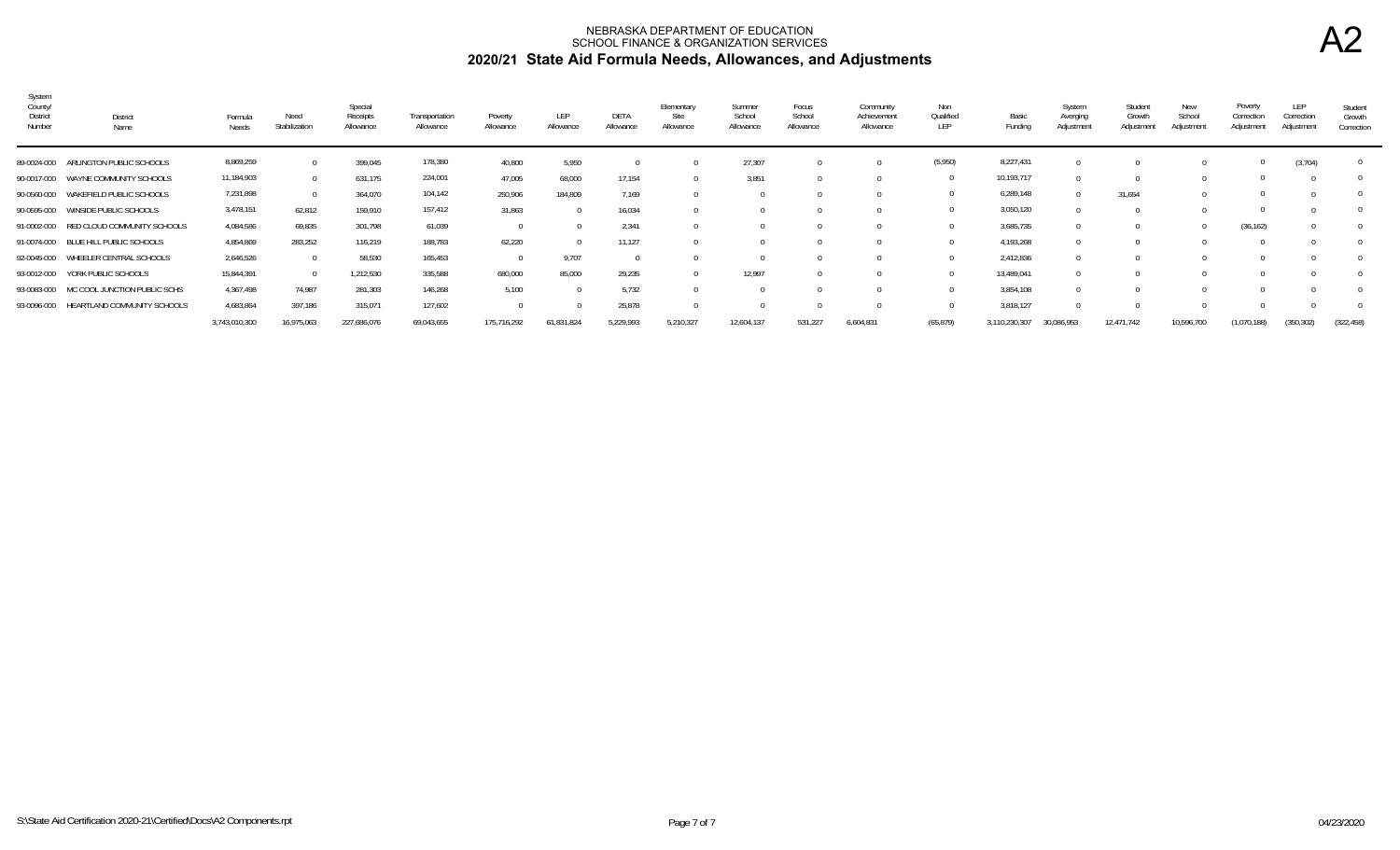# NEBRASKA DEPARTMENT OF EDUCATION
## SCHOOL FINANCE & ORGANIZATION SERVICES
## 2020/21 State Aid Formula Needs, Allowances, and Adjustments

A2

| System County/ District Number | District Name | Formula Needs | Need Stabilization | Special Receipts Allowance | Transportation Allowance | Poverty Allowance | LEP Allowance | DETA Allowance | Elementary Site Allowance | Summer School Allowance | Focus School Allowance | Community Achievement Allowance | Non Qualified LEP | Basic Funding | System Averging Adjustment | Student Growth Adjustment | New School Adjustment | Poverty Correction Adjustment | LEP Correction Adjustment | Student Growth Correction |
|---|---|---|---|---|---|---|---|---|---|---|---|---|---|---|---|---|---|---|---|---|
| 89-0024-000 | ARLINGTON PUBLIC SCHOOLS | 8,869,259 | 0 | 399,045 | 178,380 | 40,800 | 5,950 | 0 | 0 | 27,307 | 0 | 0 | (5,950) | 8,227,431 | 0 | 0 | 0 | 0 | (3,704) | 0 |
| 90-0017-000 | WAYNE COMMUNITY SCHOOLS | 11,184,903 | 0 | 631,175 | 224,001 | 47,005 | 68,000 | 17,154 | 0 | 3,851 | 0 | 0 | 0 | 10,193,717 | 0 | 0 | 0 | 0 | 0 | 0 |
| 90-0560-000 | WAKEFIELD PUBLIC SCHOOLS | 7,231,898 | 0 | 364,070 | 104,142 | 250,906 | 184,809 | 7,169 | 0 | 0 | 0 | 0 | 0 | 6,289,148 | 0 | 31,654 | 0 | 0 | 0 | 0 |
| 90-0595-000 | WINSIDE PUBLIC SCHOOLS | 3,478,151 | 62,812 | 159,910 | 157,412 | 31,863 | 0 | 16,034 | 0 | 0 | 0 | 0 | 0 | 3,050,120 | 0 | 0 | 0 | 0 | 0 | 0 |
| 91-0002-000 | RED CLOUD COMMUNITY SCHOOLS | 4,084,586 | 69,835 | 301,798 | 61,039 | 0 | 0 | 2,341 | 0 | 0 | 0 | 0 | 0 | 3,685,735 | 0 | 0 | 0 | (36,162) | 0 | 0 |
| 91-0074-000 | BLUE HILL PUBLIC SCHOOLS | 4,854,869 | 283,252 | 116,219 | 188,783 | 62,220 | 0 | 11,127 | 0 | 0 | 0 | 0 | 0 | 4,193,268 | 0 | 0 | 0 | 0 | 0 | 0 |
| 92-0045-000 | WHEELER CENTRAL SCHOOLS | 2,646,526 | 0 | 58,530 | 165,453 | 0 | 9,707 | 0 | 0 | 0 | 0 | 0 | 0 | 2,412,836 | 0 | 0 | 0 | 0 | 0 | 0 |
| 93-0012-000 | YORK PUBLIC SCHOOLS | 15,844,391 | 0 | 1,212,530 | 335,588 | 680,000 | 85,000 | 29,235 | 0 | 12,997 | 0 | 0 | 0 | 13,489,041 | 0 | 0 | 0 | 0 | 0 | 0 |
| 93-0083-000 | MC COOL JUNCTION PUBLIC SCHS | 4,367,498 | 74,987 | 281,303 | 146,268 | 5,100 | 0 | 5,732 | 0 | 0 | 0 | 0 | 0 | 3,854,108 | 0 | 0 | 0 | 0 | 0 | 0 |
| 93-0096-000 | HEARTLAND COMMUNITY SCHOOLS | 4,683,864 | 397,186 | 315,071 | 127,602 | 0 | 0 | 25,878 | 0 | 0 | 0 | 0 | 0 | 3,818,127 | 0 | 0 | 0 | 0 | 0 | 0 |
| | | 3,743,010,300 | 16,975,063 | 227,686,076 | 69,043,655 | 175,716,292 | 61,831,824 | 5,229,993 | 5,210,327 | 12,604,137 | 531,227 | 6,604,831 | (65,879) | 3,110,230,307 | 30,086,953 | 12,471,742 | 10,596,700 | (1,070,188) | (350,302) | (322,458) |

S:\State Aid Certification 2020-21\Certified\Docs\A2 Components.rpt

04/23/2020